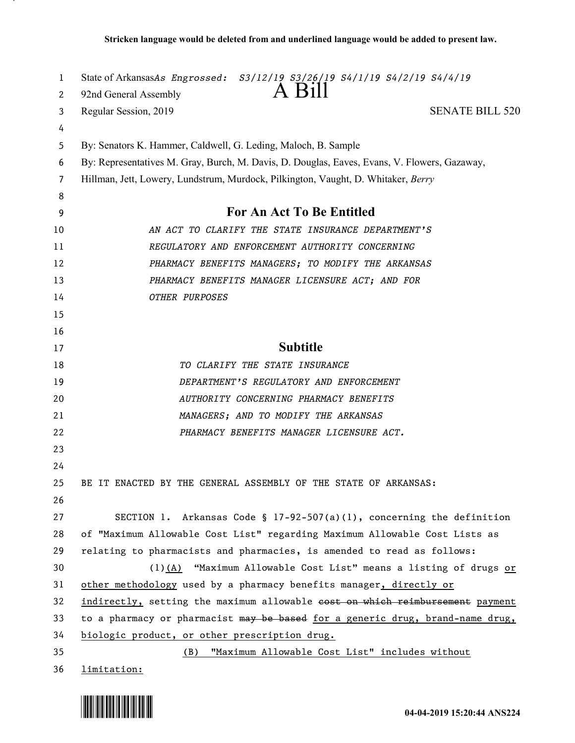**Stricken language would be deleted from and underlined language would be added to present law.**

State of Arkansas *As Engrossed: S3/12/19 S3/26/19 S4/1/19 S4/2/19 S4/4/19*
92nd General Assembly
# A Bill
Regular Session, 2019 SENATE BILL 520

By: Senators K. Hammer, Caldwell, G. Leding, Maloch, B. Sample
By: Representatives M. Gray, Burch, M. Davis, D. Douglas, Eaves, Evans, V. Flowers, Gazaway, Hillman, Jett, Lowery, Lundstrum, Murdock, Pilkington, Vaught, D. Whitaker, *Berry*

## For An Act To Be Entitled

*AN ACT TO CLARIFY THE STATE INSURANCE DEPARTMENT'S REGULATORY AND ENFORCEMENT AUTHORITY CONCERNING PHARMACY BENEFITS MANAGERS; TO MODIFY THE ARKANSAS PHARMACY BENEFITS MANAGER LICENSURE ACT; AND FOR OTHER PURPOSES*

## Subtitle

*TO CLARIFY THE STATE INSURANCE DEPARTMENT'S REGULATORY AND ENFORCEMENT AUTHORITY CONCERNING PHARMACY BENEFITS MANAGERS; AND TO MODIFY THE ARKANSAS PHARMACY BENEFITS MANAGER LICENSURE ACT.*

BE IT ENACTED BY THE GENERAL ASSEMBLY OF THE STATE OF ARKANSAS:

SECTION 1. Arkansas Code § 17-92-507(a)(1), concerning the definition of "Maximum Allowable Cost List" regarding Maximum Allowable Cost Lists as relating to pharmacists and pharmacies, is amended to read as follows:

(1)<u>(A)</u> "Maximum Allowable Cost List" means a listing of drugs <u>or other methodology</u> used by a pharmacy benefits manager<u>, directly or indirectly,</u> setting the maximum allowable ~~cost on which reimbursement~~ <u>payment</u> to a pharmacy or pharmacist ~~may be based~~ <u>for a generic drug, brand-name drug, biologic product, or other prescription drug.</u>

<u>(B) "Maximum Allowable Cost List" includes without limitation:</u>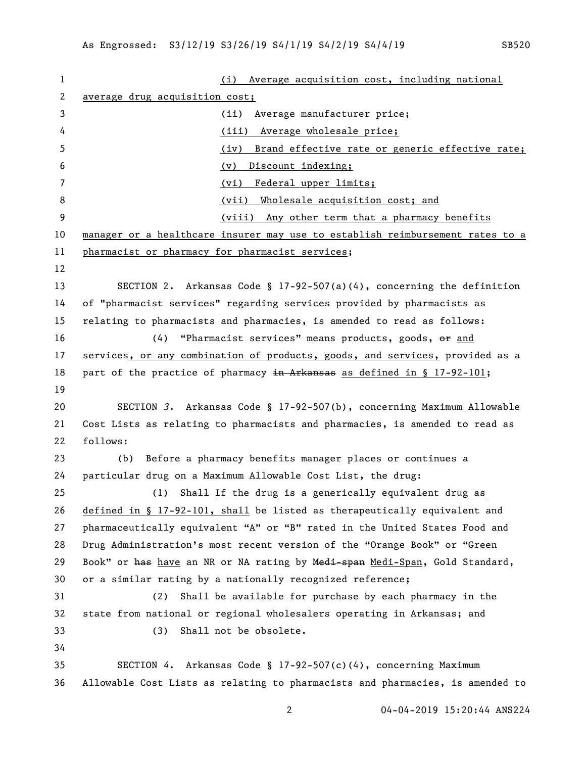(i) Average acquisition cost, including national average drug acquisition cost;

(ii) Average manufacturer price;

(iii) Average wholesale price;

(iv) Brand effective rate or generic effective rate;

(v) Discount indexing;

(vi) Federal upper limits;

(vii) Wholesale acquisition cost; and

(viii) Any other term that a pharmacy benefits manager or a healthcare insurer may use to establish reimbursement rates to a pharmacist or pharmacy for pharmacist services;

SECTION 2. Arkansas Code § 17-92-507(a)(4), concerning the definition of "pharmacist services" regarding services provided by pharmacists as relating to pharmacists and pharmacies, is amended to read as follows:

(4) "Pharmacist services" means products, goods, ~~or~~ and services, or any combination of products, goods, and services, provided as a part of the practice of pharmacy ~~in Arkansas~~ as defined in § 17-92-101;

SECTION 3. Arkansas Code § 17-92-507(b), concerning Maximum Allowable Cost Lists as relating to pharmacists and pharmacies, is amended to read as follows:

(b) Before a pharmacy benefits manager places or continues a particular drug on a Maximum Allowable Cost List, the drug:

(1) ~~Shall~~ If the drug is a generically equivalent drug as defined in § 17-92-101, shall be listed as therapeutically equivalent and pharmaceutically equivalent "A" or "B" rated in the United States Food and Drug Administration's most recent version of the "Orange Book" or "Green Book" or ~~has~~ have an NR or NA rating by ~~Medi-span~~ Medi-Span, Gold Standard, or a similar rating by a nationally recognized reference;

(2) Shall be available for purchase by each pharmacy in the state from national or regional wholesalers operating in Arkansas; and

(3) Shall not be obsolete.

SECTION 4. Arkansas Code § 17-92-507(c)(4), concerning Maximum Allowable Cost Lists as relating to pharmacists and pharmacies, is amended to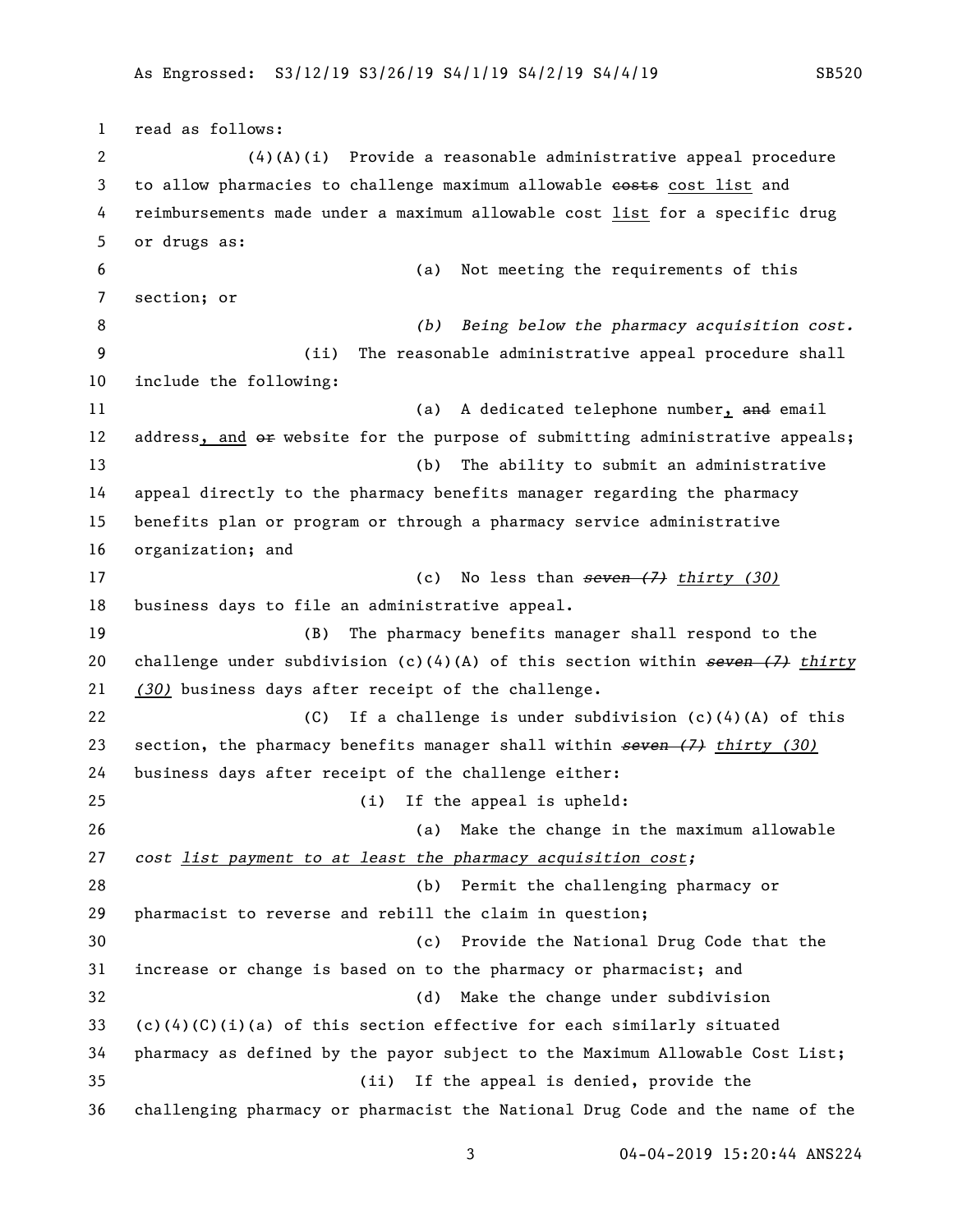read as follows:

(4)(A)(i) Provide a reasonable administrative appeal procedure to allow pharmacies to challenge maximum allowable ~~costs~~ cost list and reimbursements made under a maximum allowable cost list for a specific drug or drugs as:

(a) Not meeting the requirements of this section; or

*(b) Being below the pharmacy acquisition cost.*

(ii) The reasonable administrative appeal procedure shall include the following:

(a) A dedicated telephone number, ~~and~~ email address, and ~~or~~ website for the purpose of submitting administrative appeals;

(b) The ability to submit an administrative appeal directly to the pharmacy benefits manager regarding the pharmacy benefits plan or program or through a pharmacy service administrative organization; and

(c) No less than *~~seven (7)~~* *thirty (30)* business days to file an administrative appeal.

(B) The pharmacy benefits manager shall respond to the challenge under subdivision (c)(4)(A) of this section within *~~seven (7)~~* *thirty (30)* business days after receipt of the challenge.

(C) If a challenge is under subdivision (c)(4)(A) of this section, the pharmacy benefits manager shall within *~~seven (7)~~* *thirty (30)* business days after receipt of the challenge either:

(i) If the appeal is upheld:

(a) Make the change in the maximum allowable *cost list payment to at least the pharmacy acquisition cost;*

(b) Permit the challenging pharmacy or pharmacist to reverse and rebill the claim in question;

(c) Provide the National Drug Code that the increase or change is based on to the pharmacy or pharmacist; and

(d) Make the change under subdivision (c)(4)(C)(i)(a) of this section effective for each similarly situated pharmacy as defined by the payor subject to the Maximum Allowable Cost List;

(ii) If the appeal is denied, provide the challenging pharmacy or pharmacist the National Drug Code and the name of the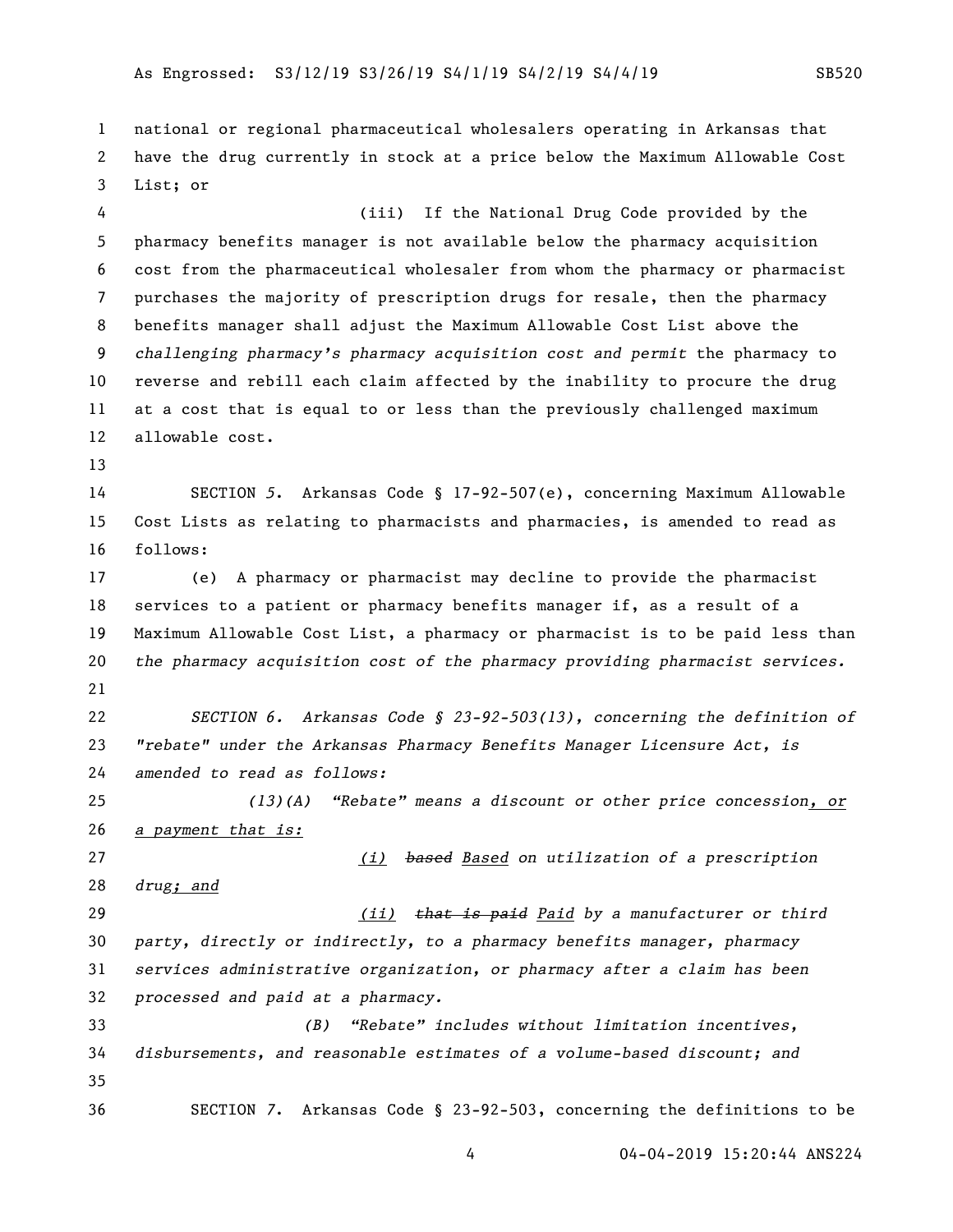national or regional pharmaceutical wholesalers operating in Arkansas that have the drug currently in stock at a price below the Maximum Allowable Cost List; or

(iii) If the National Drug Code provided by the pharmacy benefits manager is not available below the pharmacy acquisition cost from the pharmaceutical wholesaler from whom the pharmacy or pharmacist purchases the majority of prescription drugs for resale, then the pharmacy benefits manager shall adjust the Maximum Allowable Cost List above the *challenging pharmacy's pharmacy acquisition cost and permit* the pharmacy to reverse and rebill each claim affected by the inability to procure the drug at a cost that is equal to or less than the previously challenged maximum allowable cost.

SECTION *5*. Arkansas Code § 17-92-507(e), concerning Maximum Allowable Cost Lists as relating to pharmacists and pharmacies, is amended to read as follows:

(e) A pharmacy or pharmacist may decline to provide the pharmacist services to a patient or pharmacy benefits manager if, as a result of a Maximum Allowable Cost List, a pharmacy or pharmacist is to be paid less than *the pharmacy acquisition cost of the pharmacy providing pharmacist services.*

*SECTION 6. Arkansas Code § 23-92-503(13), concerning the definition of "rebate" under the Arkansas Pharmacy Benefits Manager Licensure Act, is amended to read as follows:*

*(13)(A) "Rebate" means a discount or other price concession<u>, or a payment that is:</u>*

*<u>(i)</u> ~~based~~ <u>Based</u> on utilization of a prescription drug<u>; and</u>*

*<u>(ii)</u> ~~that is paid~~ <u>Paid</u> by a manufacturer or third party, directly or indirectly, to a pharmacy benefits manager, pharmacy services administrative organization, or pharmacy after a claim has been processed and paid at a pharmacy.*

*(B) "Rebate" includes without limitation incentives, disbursements, and reasonable estimates of a volume-based discount; and*

SECTION *7*. Arkansas Code § 23-92-503, concerning the definitions to be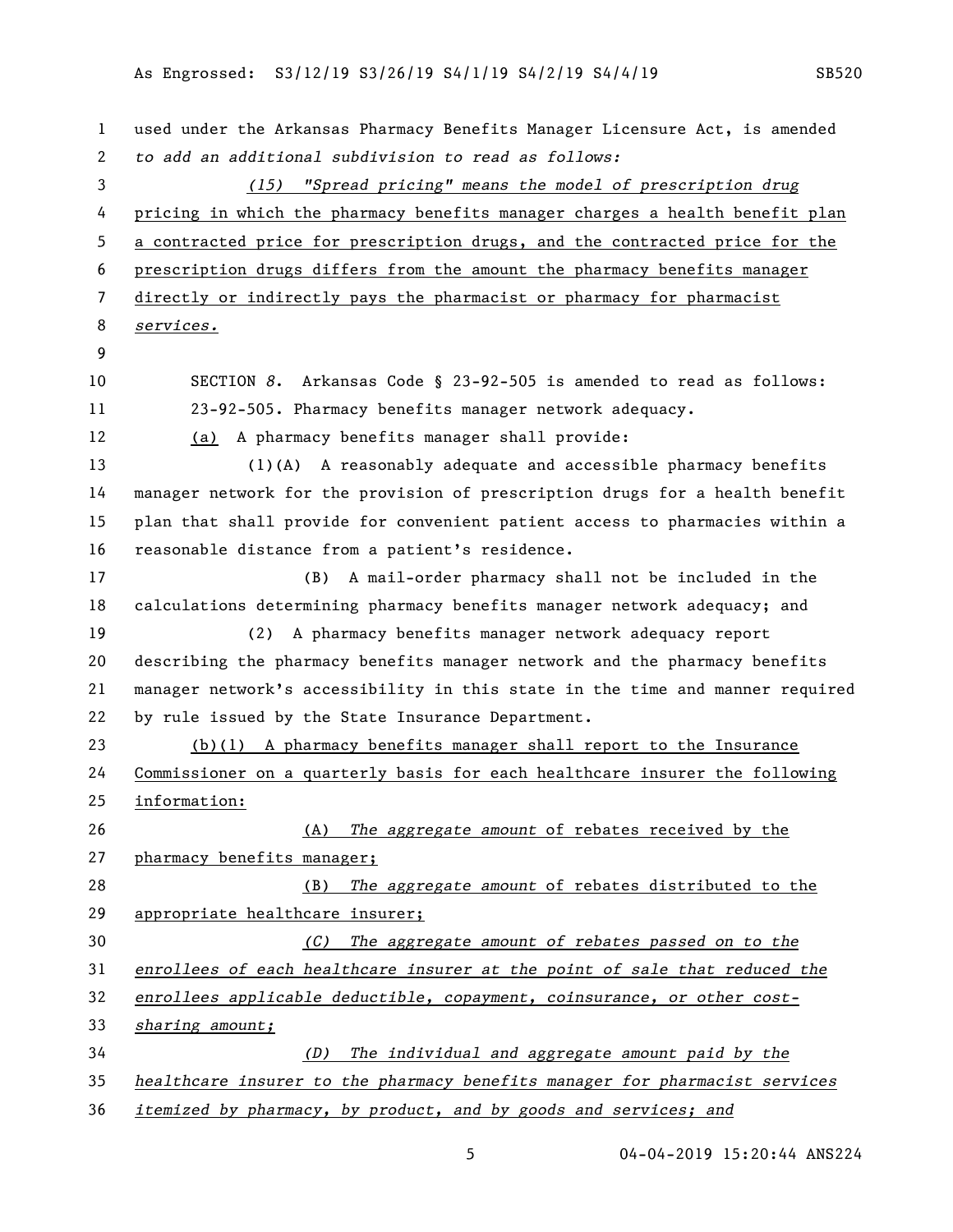used under the Arkansas Pharmacy Benefits Manager Licensure Act, is amended *to add an additional subdivision to read as follows:*

*(15) "Spread pricing" means the model of prescription drug pricing in which the pharmacy benefits manager charges a health benefit plan a contracted price for prescription drugs, and the contracted price for the prescription drugs differs from the amount the pharmacy benefits manager directly or indirectly pays the pharmacist or pharmacy for pharmacist services.*

SECTION *8*. Arkansas Code § 23-92-505 is amended to read as follows:

23-92-505. Pharmacy benefits manager network adequacy.

(a) A pharmacy benefits manager shall provide:

(1)(A) A reasonably adequate and accessible pharmacy benefits manager network for the provision of prescription drugs for a health benefit plan that shall provide for convenient patient access to pharmacies within a reasonable distance from a patient's residence.

(B) A mail-order pharmacy shall not be included in the calculations determining pharmacy benefits manager network adequacy; and

(2) A pharmacy benefits manager network adequacy report describing the pharmacy benefits manager network and the pharmacy benefits manager network's accessibility in this state in the time and manner required by rule issued by the State Insurance Department.

(b)(1) A pharmacy benefits manager shall report to the Insurance Commissioner on a quarterly basis for each healthcare insurer the following information:

(A) *The aggregate amount* of rebates received by the pharmacy benefits manager;

(B) *The aggregate amount* of rebates distributed to the appropriate healthcare insurer;

*(C) The aggregate amount of rebates passed on to the enrollees of each healthcare insurer at the point of sale that reduced the enrollees applicable deductible, copayment, coinsurance, or other cost-sharing amount;*

*(D) The individual and aggregate amount paid by the healthcare insurer to the pharmacy benefits manager for pharmacist services itemized by pharmacy, by product, and by goods and services; and*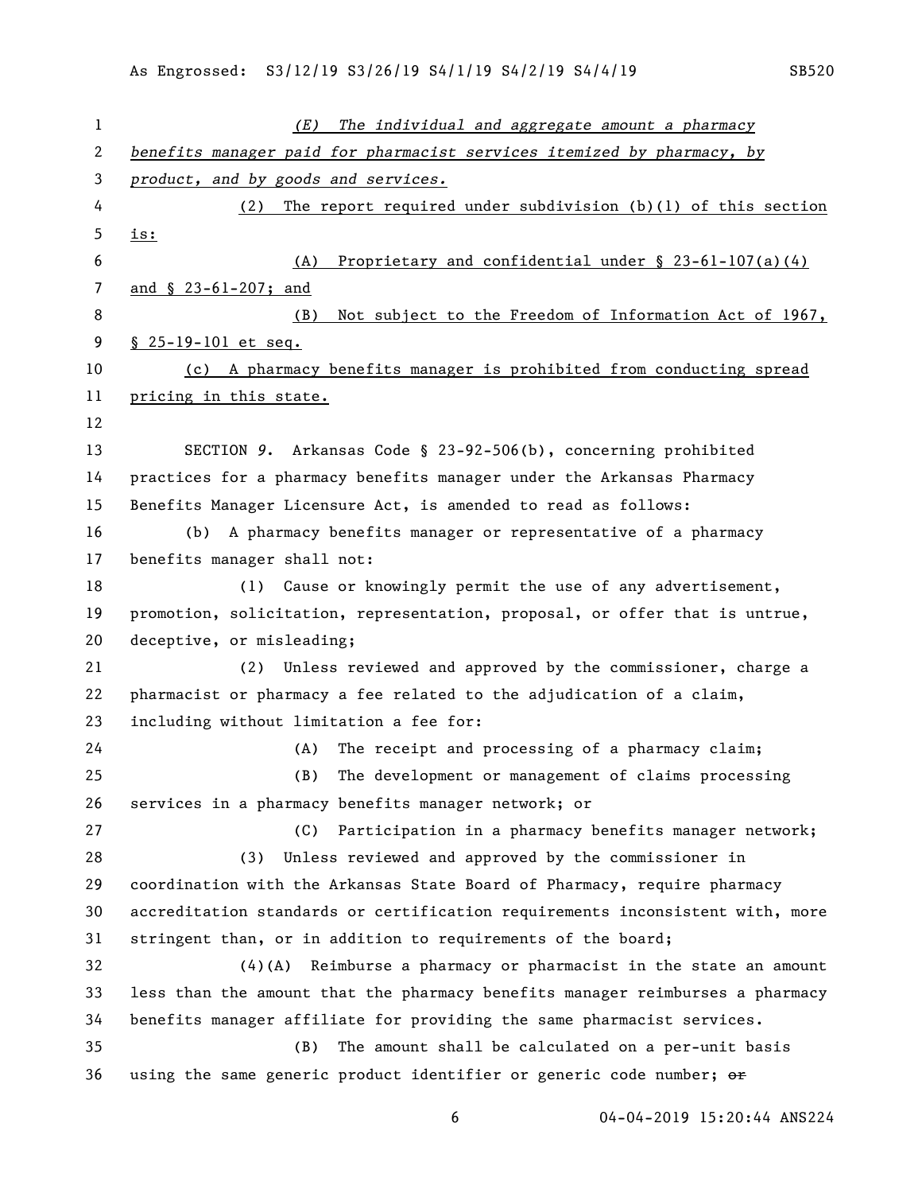*(E) The individual and aggregate amount a pharmacy benefits manager paid for pharmacist services itemized by pharmacy, by product, and by goods and services.*

(2) The report required under subdivision (b)(1) of this section is:

(A) Proprietary and confidential under § 23-61-107(a)(4) and § 23-61-207; and

(B) Not subject to the Freedom of Information Act of 1967, § 25-19-101 et seq.

(c) A pharmacy benefits manager is prohibited from conducting spread pricing in this state.

SECTION *9*. Arkansas Code § 23-92-506(b), concerning prohibited practices for a pharmacy benefits manager under the Arkansas Pharmacy Benefits Manager Licensure Act, is amended to read as follows:

(b) A pharmacy benefits manager or representative of a pharmacy benefits manager shall not:

(1) Cause or knowingly permit the use of any advertisement, promotion, solicitation, representation, proposal, or offer that is untrue, deceptive, or misleading;

(2) Unless reviewed and approved by the commissioner, charge a pharmacist or pharmacy a fee related to the adjudication of a claim, including without limitation a fee for:

(A) The receipt and processing of a pharmacy claim;

(B) The development or management of claims processing services in a pharmacy benefits manager network; or

(C) Participation in a pharmacy benefits manager network;

(3) Unless reviewed and approved by the commissioner in coordination with the Arkansas State Board of Pharmacy, require pharmacy accreditation standards or certification requirements inconsistent with, more stringent than, or in addition to requirements of the board;

(4)(A) Reimburse a pharmacy or pharmacist in the state an amount less than the amount that the pharmacy benefits manager reimburses a pharmacy benefits manager affiliate for providing the same pharmacist services.

(B) The amount shall be calculated on a per-unit basis using the same generic product identifier or generic code number; ~~or~~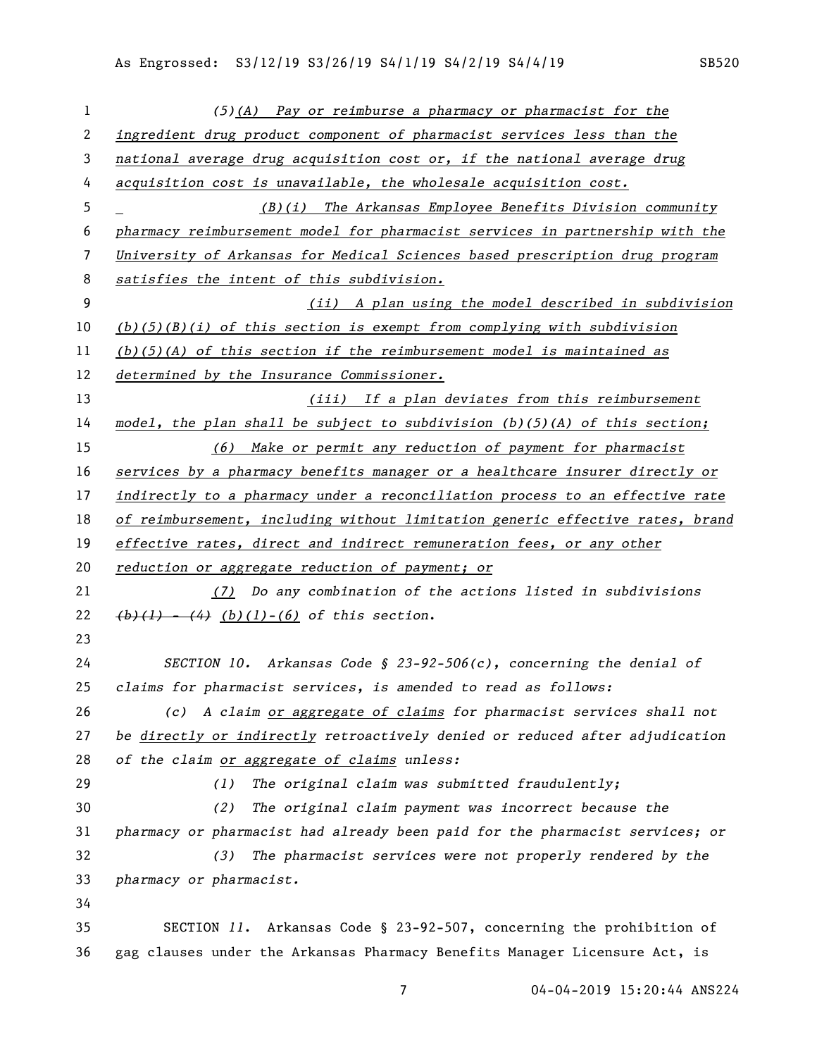(5)(A) Pay or reimburse a pharmacy or pharmacist for the ingredient drug product component of pharmacist services less than the national average drug acquisition cost or, if the national average drug acquisition cost is unavailable, the wholesale acquisition cost.

(B)(i) The Arkansas Employee Benefits Division community pharmacy reimbursement model for pharmacist services in partnership with the University of Arkansas for Medical Sciences based prescription drug program satisfies the intent of this subdivision.

(ii) A plan using the model described in subdivision (b)(5)(B)(i) of this section is exempt from complying with subdivision (b)(5)(A) of this section if the reimbursement model is maintained as determined by the Insurance Commissioner.

(iii) If a plan deviates from this reimbursement model, the plan shall be subject to subdivision (b)(5)(A) of this section;

(6) Make or permit any reduction of payment for pharmacist services by a pharmacy benefits manager or a healthcare insurer directly or indirectly to a pharmacy under a reconciliation process to an effective rate of reimbursement, including without limitation generic effective rates, brand effective rates, direct and indirect remuneration fees, or any other reduction or aggregate reduction of payment; or

(7) Do any combination of the actions listed in subdivisions ~~(b)(1) - (4)~~ (b)(1)-(6) of this section.

SECTION 10. Arkansas Code § 23-92-506(c), concerning the denial of claims for pharmacist services, is amended to read as follows:

(c) A claim or aggregate of claims for pharmacist services shall not be directly or indirectly retroactively denied or reduced after adjudication of the claim or aggregate of claims unless:

(1) The original claim was submitted fraudulently;

(2) The original claim payment was incorrect because the pharmacy or pharmacist had already been paid for the pharmacist services; or

(3) The pharmacist services were not properly rendered by the pharmacy or pharmacist.

SECTION 11. Arkansas Code § 23-92-507, concerning the prohibition of gag clauses under the Arkansas Pharmacy Benefits Manager Licensure Act, is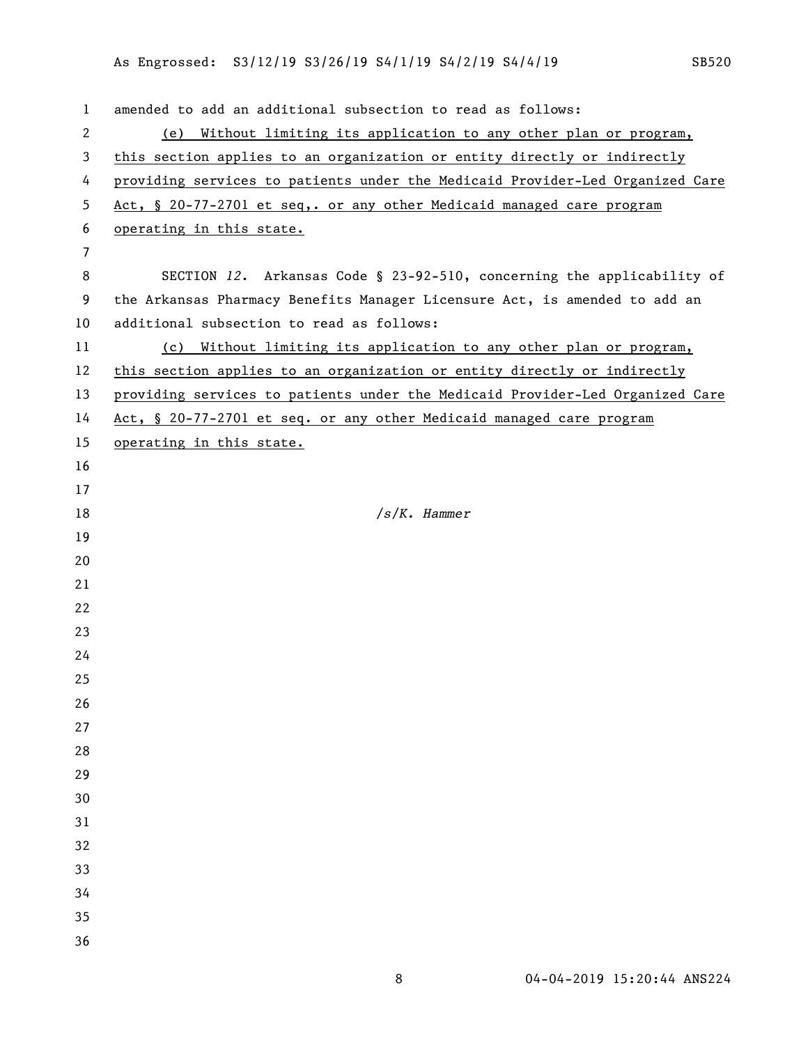amended to add an additional subsection to read as follows:

(e) Without limiting its application to any other plan or program, this section applies to an organization or entity directly or indirectly providing services to patients under the Medicaid Provider-Led Organized Care Act, § 20-77-2701 et seq,. or any other Medicaid managed care program operating in this state.

SECTION *12*. Arkansas Code § 23-92-510, concerning the applicability of the Arkansas Pharmacy Benefits Manager Licensure Act, is amended to add an additional subsection to read as follows:

(c) Without limiting its application to any other plan or program, this section applies to an organization or entity directly or indirectly providing services to patients under the Medicaid Provider-Led Organized Care Act, § 20-77-2701 et seq. or any other Medicaid managed care program operating in this state.

*/s/K. Hammer*